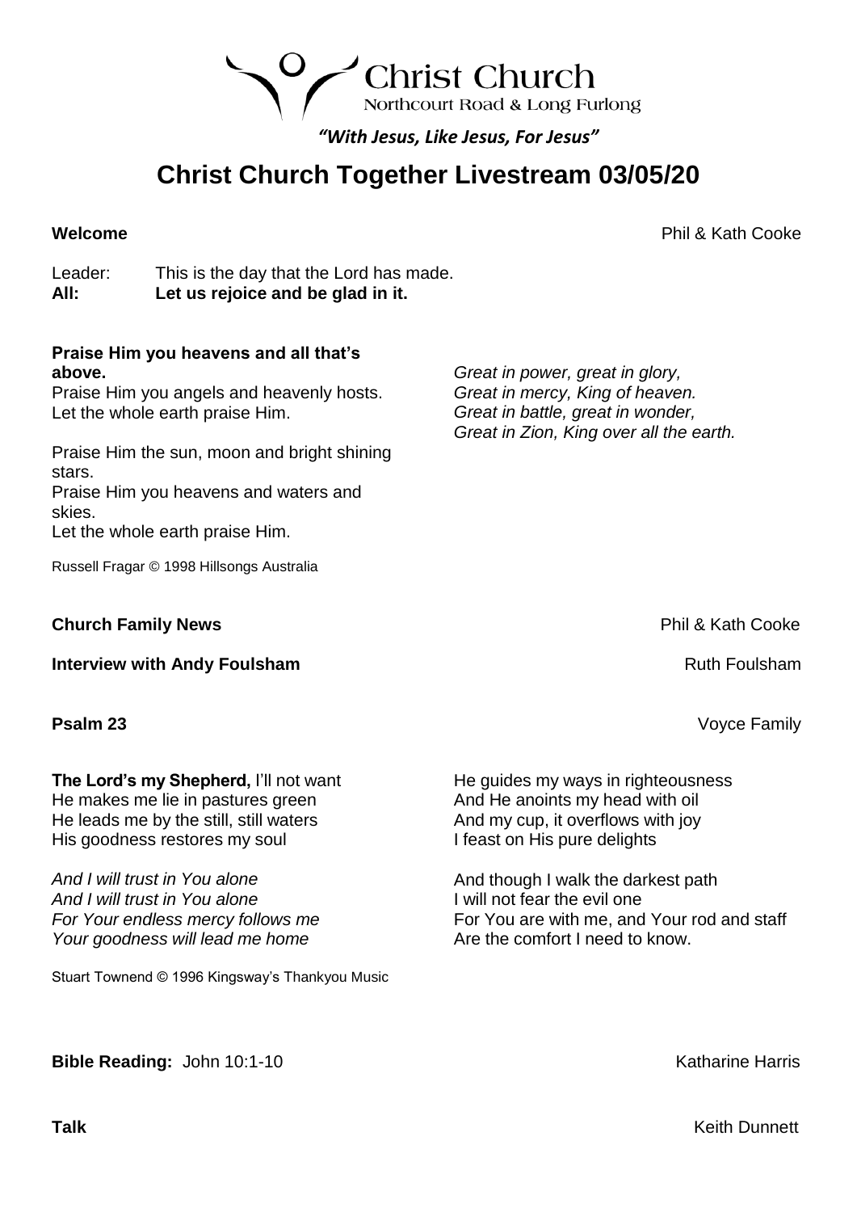Christ Church
Northcourt Road & Long Furlong

*"With Jesus, Like Jesus, For Jesus"*

# Christ Church Together Livestream 03/05/20

**Welcome** Phil & Kath Cooke

Leader: This is the day that the Lord has made.
**All: Let us rejoice and be glad in it.**

**Praise Him you heavens and all that's above.**
Praise Him you angels and heavenly hosts.
Let the whole earth praise Him.

*Great in power, great in glory,*
*Great in mercy, King of heaven.*
*Great in battle, great in wonder,*
*Great in Zion, King over all the earth.*

Praise Him the sun, moon and bright shining stars.
Praise Him you heavens and waters and skies.
Let the whole earth praise Him.

Russell Fragar © 1998 Hillsongs Australia

**Church Family News** Phil & Kath Cooke

**Interview with Andy Foulsham** Ruth Foulsham

**Psalm 23** Voyce Family

**The Lord's my Shepherd,** I'll not want
He makes me lie in pastures green
He leads me by the still, still waters
His goodness restores my soul

*And I will trust in You alone*
*And I will trust in You alone*
*For Your endless mercy follows me*
*Your goodness will lead me home*

He guides my ways in righteousness
And He anoints my head with oil
And my cup, it overflows with joy
I feast on His pure delights

And though I walk the darkest path
I will not fear the evil one
For You are with me, and Your rod and staff
Are the comfort I need to know.

Stuart Townend © 1996 Kingsway's Thankyou Music

**Bible Reading:** John 10:1-10 Katharine Harris

**Talk** Keith Dunnett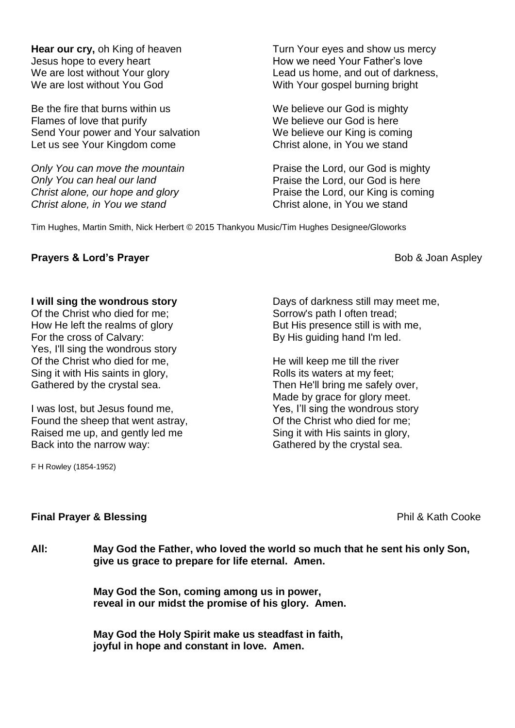**Hear our cry,** oh King of heaven
Jesus hope to every heart
We are lost without Your glory
We are lost without You God

Be the fire that burns within us
Flames of love that purify
Send Your power and Your salvation
Let us see Your Kingdom come

*Only You can move the mountain*
*Only You can heal our land*
*Christ alone, our hope and glory*
*Christ alone, in You we stand*

Turn Your eyes and show us mercy
How we need Your Father's love
Lead us home, and out of darkness,
With Your gospel burning bright

We believe our God is mighty
We believe our God is here
We believe our King is coming
Christ alone, in You we stand

Praise the Lord, our God is mighty
Praise the Lord, our God is here
Praise the Lord, our King is coming
Christ alone, in You we stand

Tim Hughes, Martin Smith, Nick Herbert © 2015 Thankyou Music/Tim Hughes Designee/Gloworks

**Prayers & Lord's Prayer** Bob & Joan Aspley

**I will sing the wondrous story**
Of the Christ who died for me;
How He left the realms of glory
For the cross of Calvary:
Yes, I'll sing the wondrous story
Of the Christ who died for me,
Sing it with His saints in glory,
Gathered by the crystal sea.

I was lost, but Jesus found me,
Found the sheep that went astray,
Raised me up, and gently led me
Back into the narrow way:

Days of darkness still may meet me,
Sorrow's path I often tread;
But His presence still is with me,
By His guiding hand I'm led.

He will keep me till the river
Rolls its waters at my feet;
Then He'll bring me safely over,
Made by grace for glory meet.
Yes, I'll sing the wondrous story
Of the Christ who died for me;
Sing it with His saints in glory,
Gathered by the crystal sea.

F H Rowley (1854-1952)

**Final Prayer & Blessing** Phil & Kath Cooke

**All:** **May God the Father, who loved the world so much that he sent his only Son, give us grace to prepare for life eternal. Amen.**

**May God the Son, coming among us in power, reveal in our midst the promise of his glory. Amen.**

**May God the Holy Spirit make us steadfast in faith, joyful in hope and constant in love. Amen.**